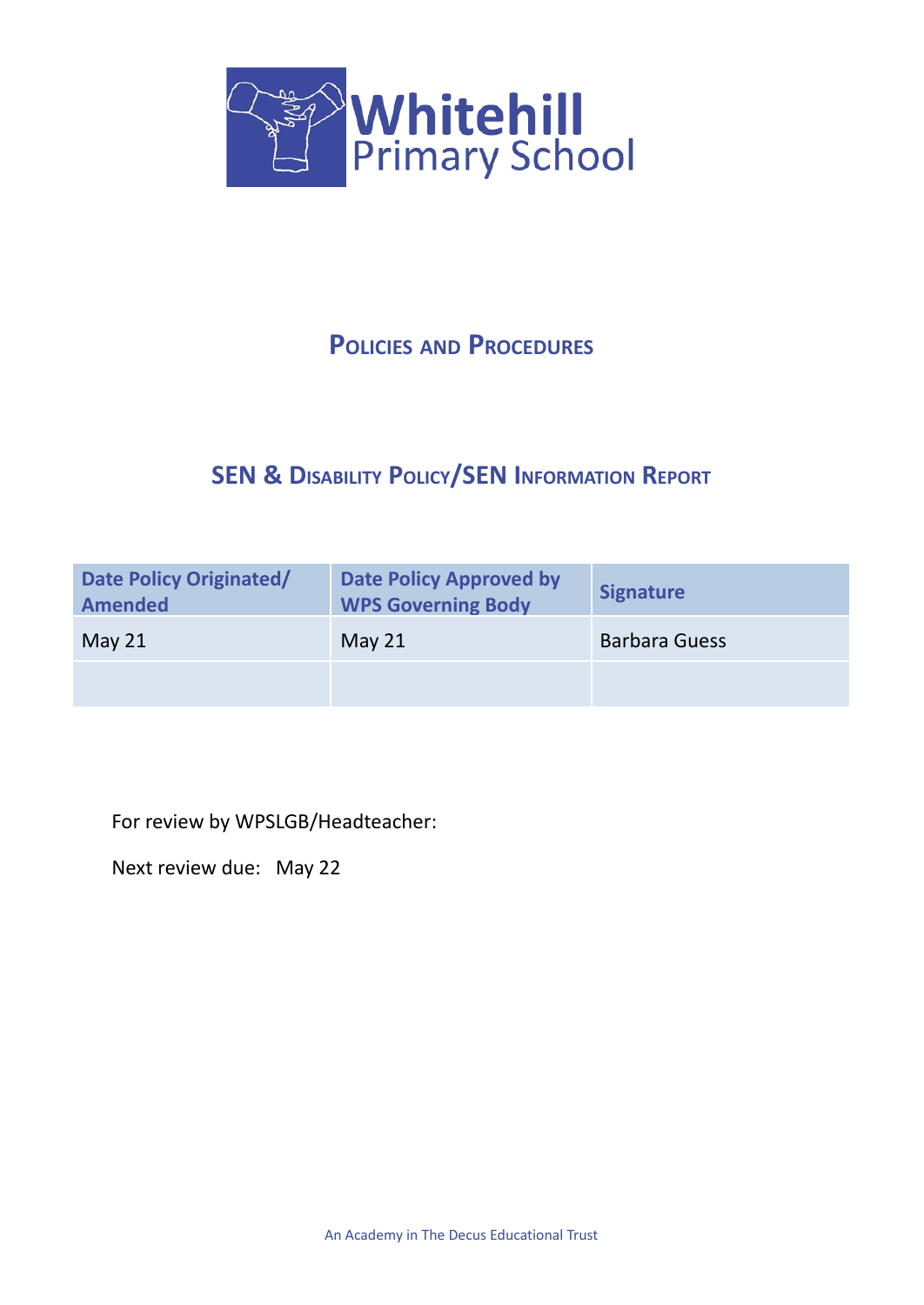# Whitehill Primary School

## Policies and Procedures

## SEN & Disability Policy/SEN Information Report

| Date Policy Originated/ Amended | Date Policy Approved by WPS Governing Body | Signature |
|---|---|---|
| May 21 | May 21 | Barbara Guess |
| | | |

For review by WPSLGB/Headteacher:

Next review due: May 22

An Academy in The Decus Educational Trust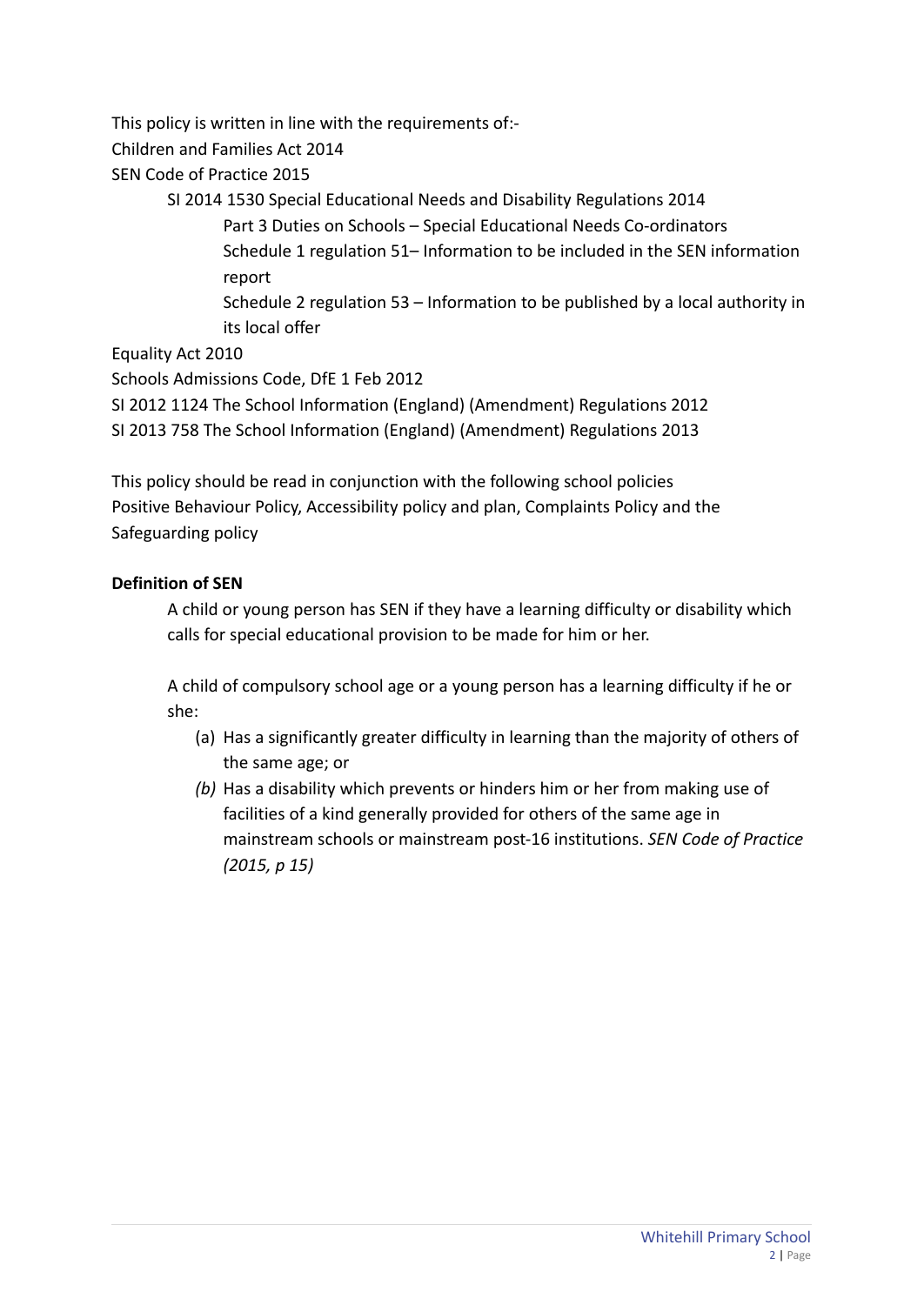This policy is written in line with the requirements of:-

Children and Families Act 2014

SEN Code of Practice 2015

- SI 2014 1530 Special Educational Needs and Disability Regulations 2014
  - Part 3 Duties on Schools – Special Educational Needs Co-ordinators
  - Schedule 1 regulation 51– Information to be included in the SEN information report
  - Schedule 2 regulation 53 – Information to be published by a local authority in its local offer

Equality Act 2010

Schools Admissions Code, DfE 1 Feb 2012

SI 2012 1124 The School Information (England) (Amendment) Regulations 2012

SI 2013 758 The School Information (England) (Amendment) Regulations 2013

This policy should be read in conjunction with the following school policies
Positive Behaviour Policy, Accessibility policy and plan, Complaints Policy and the Safeguarding policy

**Definition of SEN**

A child or young person has SEN if they have a learning difficulty or disability which calls for special educational provision to be made for him or her.

A child of compulsory school age or a young person has a learning difficulty if he or she:

(a) Has a significantly greater difficulty in learning than the majority of others of the same age; or

*(b)* Has a disability which prevents or hinders him or her from making use of facilities of a kind generally provided for others of the same age in mainstream schools or mainstream post-16 institutions. *SEN Code of Practice (2015, p 15)*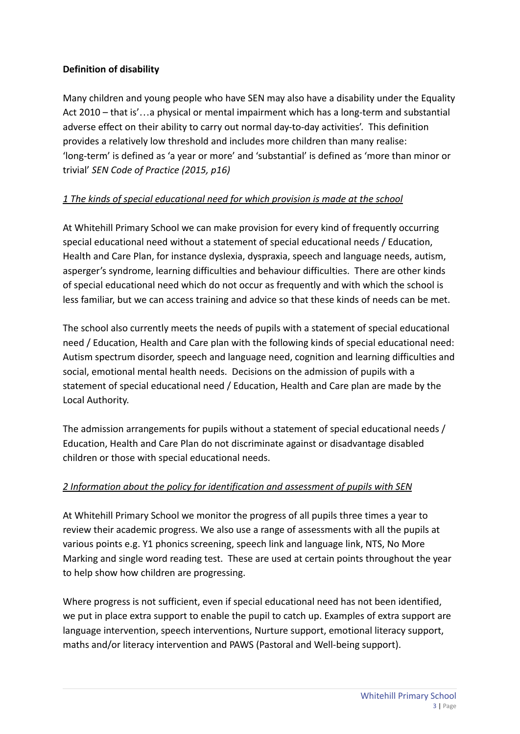**Definition of disability**

Many children and young people who have SEN may also have a disability under the Equality Act 2010 – that is'…a physical or mental impairment which has a long-term and substantial adverse effect on their ability to carry out normal day-to-day activities'. This definition provides a relatively low threshold and includes more children than many realise: 'long-term' is defined as 'a year or more' and 'substantial' is defined as 'more than minor or trivial' *SEN Code of Practice (2015, p16)*

*1 The kinds of special educational need for which provision is made at the school*

At Whitehill Primary School we can make provision for every kind of frequently occurring special educational need without a statement of special educational needs / Education, Health and Care Plan, for instance dyslexia, dyspraxia, speech and language needs, autism, asperger's syndrome, learning difficulties and behaviour difficulties. There are other kinds of special educational need which do not occur as frequently and with which the school is less familiar, but we can access training and advice so that these kinds of needs can be met.

The school also currently meets the needs of pupils with a statement of special educational need / Education, Health and Care plan with the following kinds of special educational need: Autism spectrum disorder, speech and language need, cognition and learning difficulties and social, emotional mental health needs. Decisions on the admission of pupils with a statement of special educational need / Education, Health and Care plan are made by the Local Authority.

The admission arrangements for pupils without a statement of special educational needs / Education, Health and Care Plan do not discriminate against or disadvantage disabled children or those with special educational needs.

*2 Information about the policy for identification and assessment of pupils with SEN*

At Whitehill Primary School we monitor the progress of all pupils three times a year to review their academic progress. We also use a range of assessments with all the pupils at various points e.g. Y1 phonics screening, speech link and language link, NTS, No More Marking and single word reading test. These are used at certain points throughout the year to help show how children are progressing.

Where progress is not sufficient, even if special educational need has not been identified, we put in place extra support to enable the pupil to catch up. Examples of extra support are language intervention, speech interventions, Nurture support, emotional literacy support, maths and/or literacy intervention and PAWS (Pastoral and Well-being support).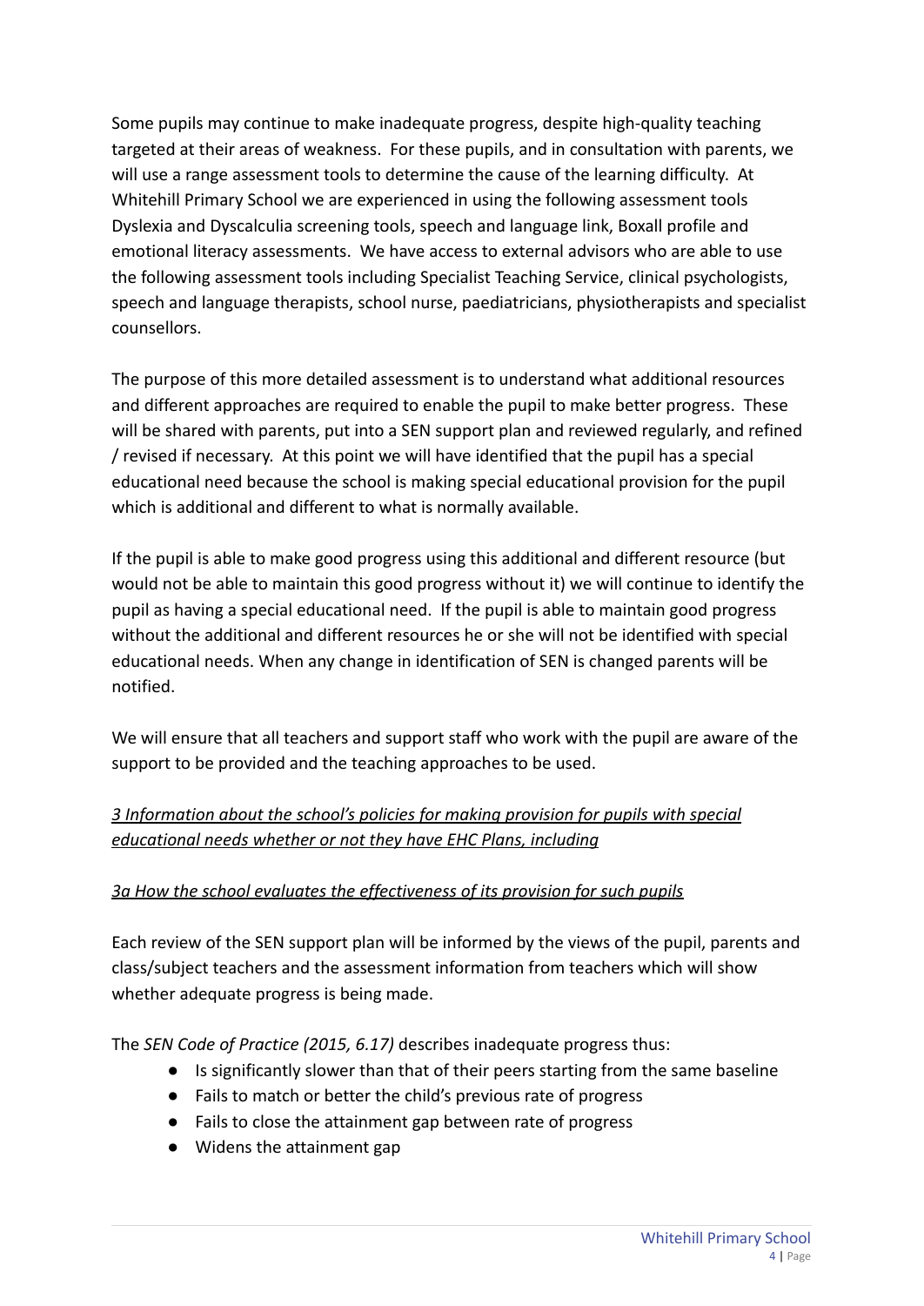Some pupils may continue to make inadequate progress, despite high-quality teaching targeted at their areas of weakness. For these pupils, and in consultation with parents, we will use a range assessment tools to determine the cause of the learning difficulty. At Whitehill Primary School we are experienced in using the following assessment tools Dyslexia and Dyscalculia screening tools, speech and language link, Boxall profile and emotional literacy assessments. We have access to external advisors who are able to use the following assessment tools including Specialist Teaching Service, clinical psychologists, speech and language therapists, school nurse, paediatricians, physiotherapists and specialist counsellors.

The purpose of this more detailed assessment is to understand what additional resources and different approaches are required to enable the pupil to make better progress. These will be shared with parents, put into a SEN support plan and reviewed regularly, and refined / revised if necessary. At this point we will have identified that the pupil has a special educational need because the school is making special educational provision for the pupil which is additional and different to what is normally available.

If the pupil is able to make good progress using this additional and different resource (but would not be able to maintain this good progress without it) we will continue to identify the pupil as having a special educational need. If the pupil is able to maintain good progress without the additional and different resources he or she will not be identified with special educational needs. When any change in identification of SEN is changed parents will be notified.

We will ensure that all teachers and support staff who work with the pupil are aware of the support to be provided and the teaching approaches to be used.

### *3 Information about the school's policies for making provision for pupils with special educational needs whether or not they have EHC Plans, including*

#### *3a How the school evaluates the effectiveness of its provision for such pupils*

Each review of the SEN support plan will be informed by the views of the pupil, parents and class/subject teachers and the assessment information from teachers which will show whether adequate progress is being made.

The *SEN Code of Practice (2015, 6.17)* describes inadequate progress thus:

- Is significantly slower than that of their peers starting from the same baseline
- Fails to match or better the child's previous rate of progress
- Fails to close the attainment gap between rate of progress
- Widens the attainment gap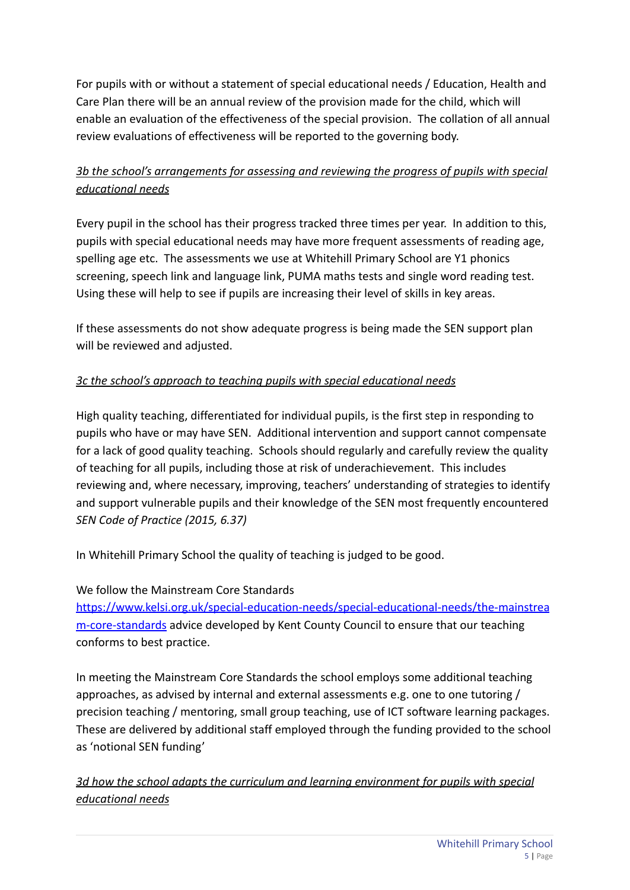For pupils with or without a statement of special educational needs / Education, Health and Care Plan there will be an annual review of the provision made for the child, which will enable an evaluation of the effectiveness of the special provision. The collation of all annual review evaluations of effectiveness will be reported to the governing body.

*3b the school's arrangements for assessing and reviewing the progress of pupils with special educational needs*

Every pupil in the school has their progress tracked three times per year. In addition to this, pupils with special educational needs may have more frequent assessments of reading age, spelling age etc. The assessments we use at Whitehill Primary School are Y1 phonics screening, speech link and language link, PUMA maths tests and single word reading test. Using these will help to see if pupils are increasing their level of skills in key areas.

If these assessments do not show adequate progress is being made the SEN support plan will be reviewed and adjusted.

*3c the school's approach to teaching pupils with special educational needs*

High quality teaching, differentiated for individual pupils, is the first step in responding to pupils who have or may have SEN. Additional intervention and support cannot compensate for a lack of good quality teaching. Schools should regularly and carefully review the quality of teaching for all pupils, including those at risk of underachievement. This includes reviewing and, where necessary, improving, teachers' understanding of strategies to identify and support vulnerable pupils and their knowledge of the SEN most frequently encountered *SEN Code of Practice (2015, 6.37)*

In Whitehill Primary School the quality of teaching is judged to be good.

We follow the Mainstream Core Standards [https://www.kelsi.org.uk/special-education-needs/special-educational-needs/the-mainstream-core-standards](https://www.kelsi.org.uk/special-education-needs/special-educational-needs/the-mainstream-core-standards) advice developed by Kent County Council to ensure that our teaching conforms to best practice.

In meeting the Mainstream Core Standards the school employs some additional teaching approaches, as advised by internal and external assessments e.g. one to one tutoring / precision teaching / mentoring, small group teaching, use of ICT software learning packages. These are delivered by additional staff employed through the funding provided to the school as 'notional SEN funding'

*3d how the school adapts the curriculum and learning environment for pupils with special educational needs*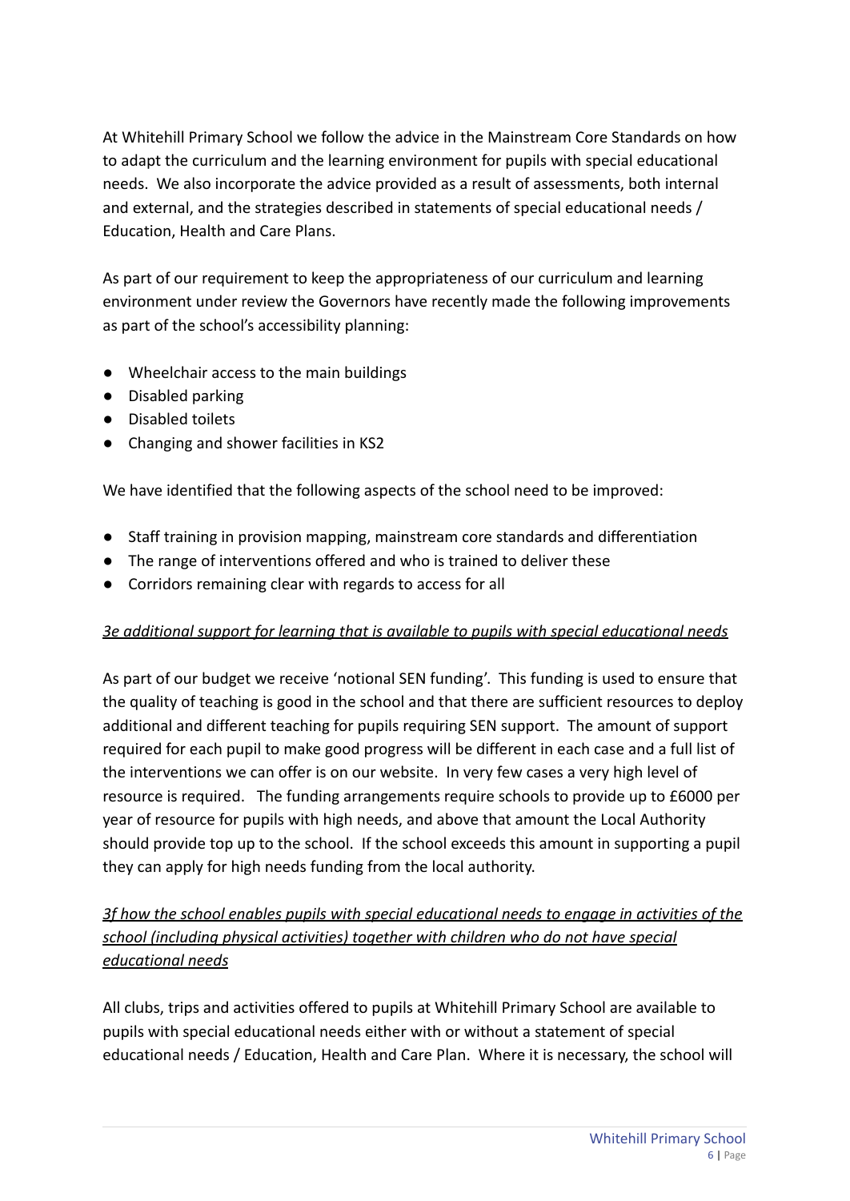At Whitehill Primary School we follow the advice in the Mainstream Core Standards on how to adapt the curriculum and the learning environment for pupils with special educational needs. We also incorporate the advice provided as a result of assessments, both internal and external, and the strategies described in statements of special educational needs / Education, Health and Care Plans.

As part of our requirement to keep the appropriateness of our curriculum and learning environment under review the Governors have recently made the following improvements as part of the school's accessibility planning:

- Wheelchair access to the main buildings
- Disabled parking
- Disabled toilets
- Changing and shower facilities in KS2

We have identified that the following aspects of the school need to be improved:

- Staff training in provision mapping, mainstream core standards and differentiation
- The range of interventions offered and who is trained to deliver these
- Corridors remaining clear with regards to access for all

*<u>3e additional support for learning that is available to pupils with special educational needs</u>*

As part of our budget we receive 'notional SEN funding'. This funding is used to ensure that the quality of teaching is good in the school and that there are sufficient resources to deploy additional and different teaching for pupils requiring SEN support. The amount of support required for each pupil to make good progress will be different in each case and a full list of the interventions we can offer is on our website. In very few cases a very high level of resource is required. The funding arrangements require schools to provide up to £6000 per year of resource for pupils with high needs, and above that amount the Local Authority should provide top up to the school. If the school exceeds this amount in supporting a pupil they can apply for high needs funding from the local authority.

*<u>3f how the school enables pupils with special educational needs to engage in activities of the school (including physical activities) together with children who do not have special educational needs</u>*

All clubs, trips and activities offered to pupils at Whitehill Primary School are available to pupils with special educational needs either with or without a statement of special educational needs / Education, Health and Care Plan. Where it is necessary, the school will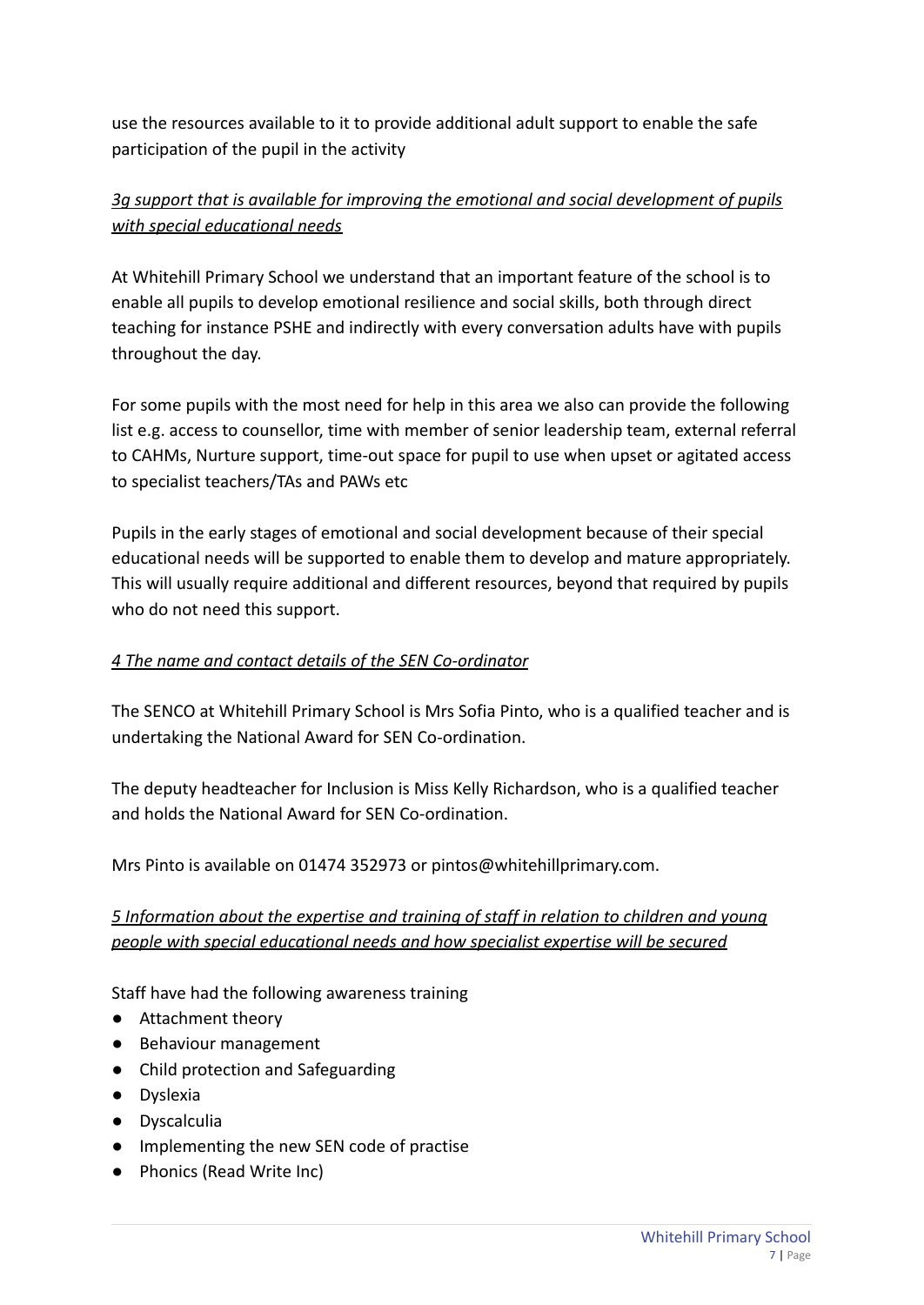use the resources available to it to provide additional adult support to enable the safe participation of the pupil in the activity

*3g support that is available for improving the emotional and social development of pupils with special educational needs*

At Whitehill Primary School we understand that an important feature of the school is to enable all pupils to develop emotional resilience and social skills, both through direct teaching for instance PSHE and indirectly with every conversation adults have with pupils throughout the day.

For some pupils with the most need for help in this area we also can provide the following list e.g. access to counsellor, time with member of senior leadership team, external referral to CAHMs, Nurture support, time-out space for pupil to use when upset or agitated access to specialist teachers/TAs and PAWs etc

Pupils in the early stages of emotional and social development because of their special educational needs will be supported to enable them to develop and mature appropriately. This will usually require additional and different resources, beyond that required by pupils who do not need this support.

*4 The name and contact details of the SEN Co-ordinator*

The SENCO at Whitehill Primary School is Mrs Sofia Pinto, who is a qualified teacher and is undertaking the National Award for SEN Co-ordination.

The deputy headteacher for Inclusion is Miss Kelly Richardson, who is a qualified teacher and holds the National Award for SEN Co-ordination.

Mrs Pinto is available on 01474 352973 or pintos@whitehillprimary.com.

*5 Information about the expertise and training of staff in relation to children and young people with special educational needs and how specialist expertise will be secured*

Staff have had the following awareness training

- Attachment theory
- Behaviour management
- Child protection and Safeguarding
- Dyslexia
- Dyscalculia
- Implementing the new SEN code of practise
- Phonics (Read Write Inc)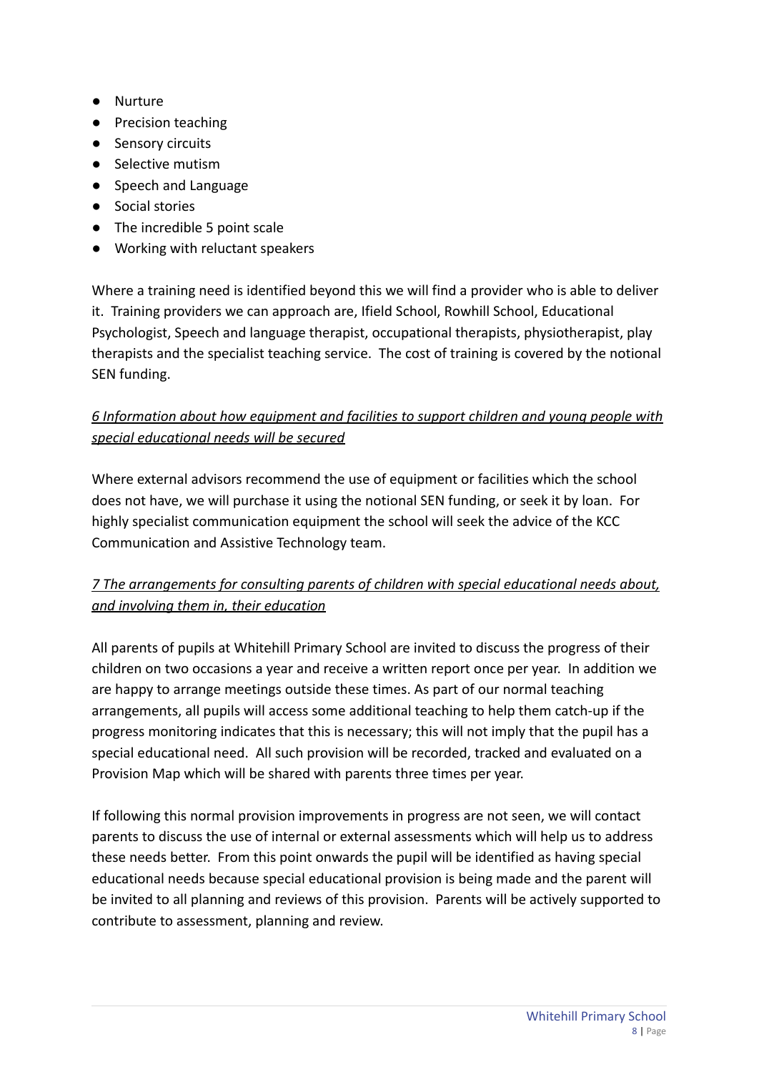- Nurture
- Precision teaching
- Sensory circuits
- Selective mutism
- Speech and Language
- Social stories
- The incredible 5 point scale
- Working with reluctant speakers

Where a training need is identified beyond this we will find a provider who is able to deliver it. Training providers we can approach are, Ifield School, Rowhill School, Educational Psychologist, Speech and language therapist, occupational therapists, physiotherapist, play therapists and the specialist teaching service. The cost of training is covered by the notional SEN funding.

*6 Information about how equipment and facilities to support children and young people with special educational needs will be secured*

Where external advisors recommend the use of equipment or facilities which the school does not have, we will purchase it using the notional SEN funding, or seek it by loan. For highly specialist communication equipment the school will seek the advice of the KCC Communication and Assistive Technology team.

*7 The arrangements for consulting parents of children with special educational needs about, and involving them in, their education*

All parents of pupils at Whitehill Primary School are invited to discuss the progress of their children on two occasions a year and receive a written report once per year. In addition we are happy to arrange meetings outside these times. As part of our normal teaching arrangements, all pupils will access some additional teaching to help them catch-up if the progress monitoring indicates that this is necessary; this will not imply that the pupil has a special educational need. All such provision will be recorded, tracked and evaluated on a Provision Map which will be shared with parents three times per year.

If following this normal provision improvements in progress are not seen, we will contact parents to discuss the use of internal or external assessments which will help us to address these needs better. From this point onwards the pupil will be identified as having special educational needs because special educational provision is being made and the parent will be invited to all planning and reviews of this provision. Parents will be actively supported to contribute to assessment, planning and review.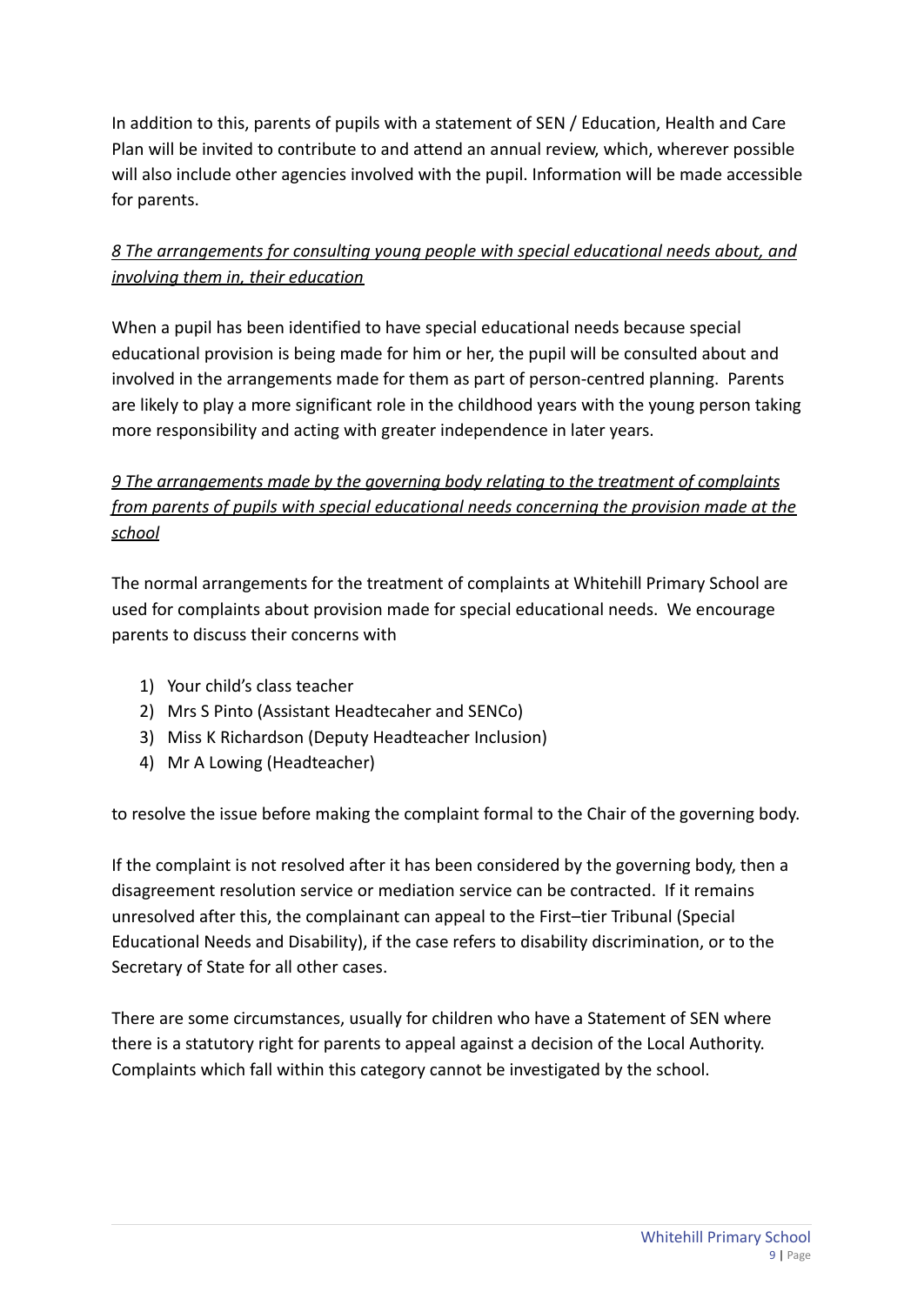In addition to this, parents of pupils with a statement of SEN / Education, Health and Care Plan will be invited to contribute to and attend an annual review, which, wherever possible will also include other agencies involved with the pupil. Information will be made accessible for parents.

### *8 The arrangements for consulting young people with special educational needs about, and involving them in, their education*

When a pupil has been identified to have special educational needs because special educational provision is being made for him or her, the pupil will be consulted about and involved in the arrangements made for them as part of person-centred planning. Parents are likely to play a more significant role in the childhood years with the young person taking more responsibility and acting with greater independence in later years.

### *9 The arrangements made by the governing body relating to the treatment of complaints from parents of pupils with special educational needs concerning the provision made at the school*

The normal arrangements for the treatment of complaints at Whitehill Primary School are used for complaints about provision made for special educational needs. We encourage parents to discuss their concerns with

1) Your child's class teacher
2) Mrs S Pinto (Assistant Headtecaher and SENCo)
3) Miss K Richardson (Deputy Headteacher Inclusion)
4) Mr A Lowing (Headteacher)

to resolve the issue before making the complaint formal to the Chair of the governing body.

If the complaint is not resolved after it has been considered by the governing body, then a disagreement resolution service or mediation service can be contracted. If it remains unresolved after this, the complainant can appeal to the First–tier Tribunal (Special Educational Needs and Disability), if the case refers to disability discrimination, or to the Secretary of State for all other cases.

There are some circumstances, usually for children who have a Statement of SEN where there is a statutory right for parents to appeal against a decision of the Local Authority. Complaints which fall within this category cannot be investigated by the school.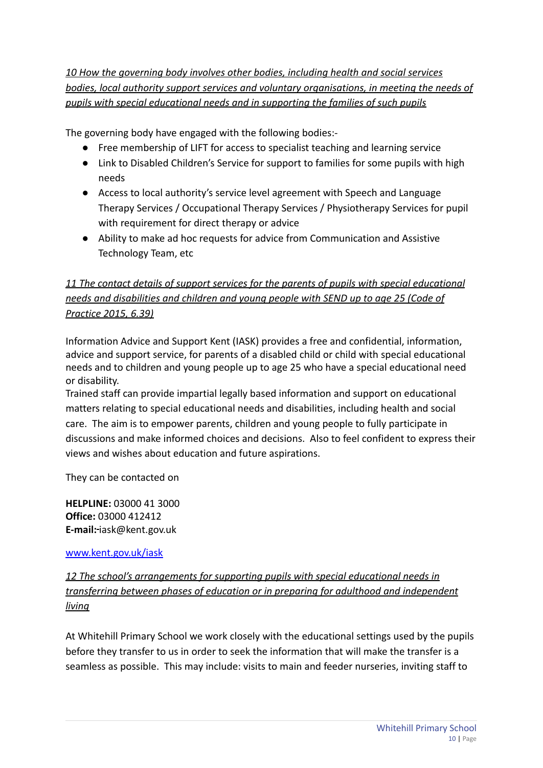*10 How the governing body involves other bodies, including health and social services bodies, local authority support services and voluntary organisations, in meeting the needs of pupils with special educational needs and in supporting the families of such pupils*

The governing body have engaged with the following bodies:-

- Free membership of LIFT for access to specialist teaching and learning service
- Link to Disabled Children's Service for support to families for some pupils with high needs
- Access to local authority's service level agreement with Speech and Language Therapy Services / Occupational Therapy Services / Physiotherapy Services for pupil with requirement for direct therapy or advice
- Ability to make ad hoc requests for advice from Communication and Assistive Technology Team, etc

*11 The contact details of support services for the parents of pupils with special educational needs and disabilities and children and young people with SEND up to age 25 (Code of Practice 2015, 6.39)*

Information Advice and Support Kent (IASK) provides a free and confidential, information, advice and support service, for parents of a disabled child or child with special educational needs and to children and young people up to age 25 who have a special educational need or disability.

Trained staff can provide impartial legally based information and support on educational matters relating to special educational needs and disabilities, including health and social care. The aim is to empower parents, children and young people to fully participate in discussions and make informed choices and decisions. Also to feel confident to express their views and wishes about education and future aspirations.

They can be contacted on

**HELPLINE:** 03000 41 3000
**Office:** 03000 412412
**E-mail:**-iask@kent.gov.uk

www.kent.gov.uk/iask

*12 The school's arrangements for supporting pupils with special educational needs in transferring between phases of education or in preparing for adulthood and independent living*

At Whitehill Primary School we work closely with the educational settings used by the pupils before they transfer to us in order to seek the information that will make the transfer is a seamless as possible. This may include: visits to main and feeder nurseries, inviting staff to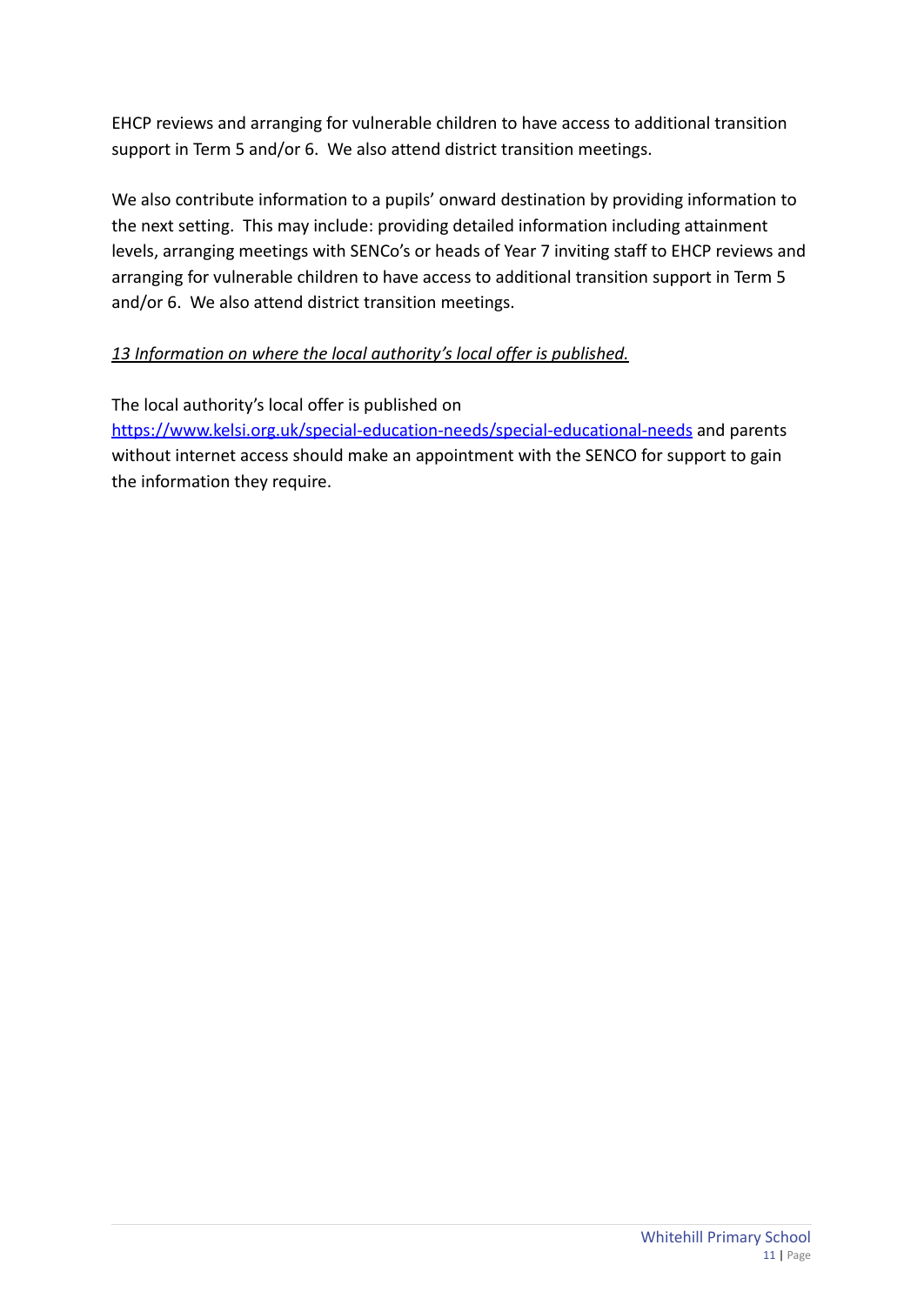EHCP reviews and arranging for vulnerable children to have access to additional transition support in Term 5 and/or 6. We also attend district transition meetings.

We also contribute information to a pupils' onward destination by providing information to the next setting. This may include: providing detailed information including attainment levels, arranging meetings with SENCo's or heads of Year 7 inviting staff to EHCP reviews and arranging for vulnerable children to have access to additional transition support in Term 5 and/or 6. We also attend district transition meetings.

*13 Information on where the local authority's local offer is published.*

The local authority's local offer is published on [https://www.kelsi.org.uk/special-education-needs/special-educational-needs](https://www.kelsi.org.uk/special-education-needs/special-educational-needs) and parents without internet access should make an appointment with the SENCO for support to gain the information they require.